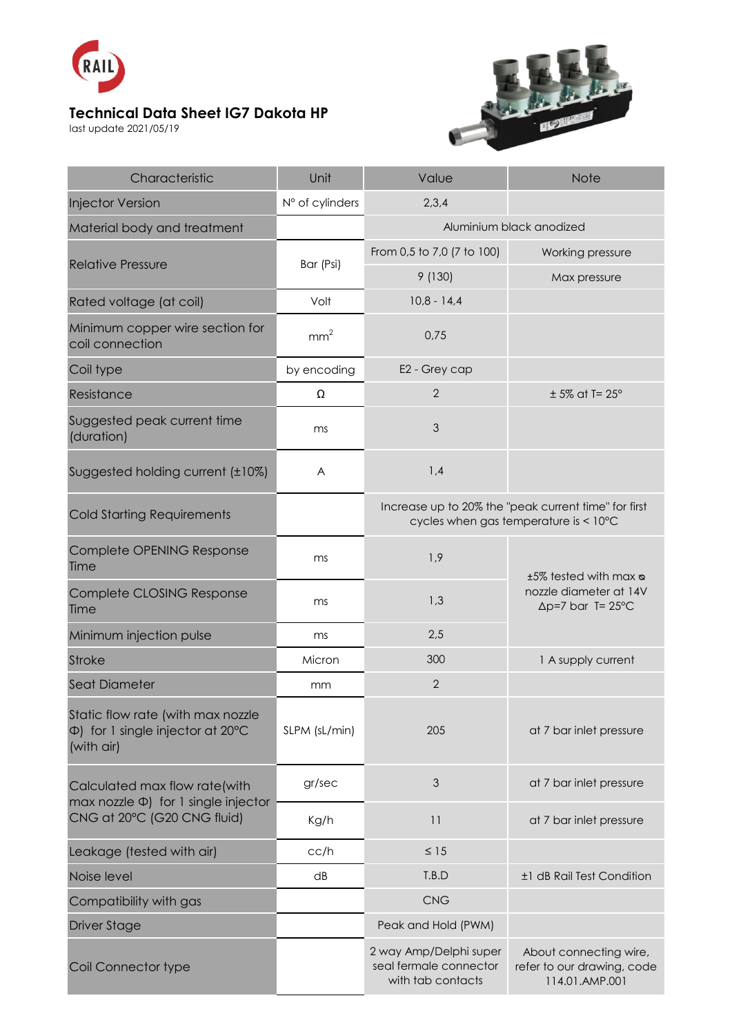RAIL

# Technical Data Sheet IG7 Dakota HP

last update 2021/05/19

| Characteristic | Unit | Value | Note |
|---|---|---|---|
| Injector Version | N° of cylinders | 2,3,4 | |
| Material body and treatment | | Aluminium black anodized | |
| Relative Pressure | Bar (Psi) | From 0,5 to 7,0 (7 to 100) | Working pressure |
| | | 9 (130) | Max pressure |
| Rated voltage (at coil) | Volt | 10,8 - 14,4 | |
| Minimum copper wire section for coil connection | $mm^2$ | 0,75 | |
| Coil type | by encoding | E2 - Grey cap | |
| Resistance | Ω | 2 | ± 5% at T= 25° |
| Suggested peak current time (duration) | ms | 3 | |
| Suggested holding current (±10%) | A | 1,4 | |
| Cold Starting Requirements | | Increase up to 20% the "peak current time" for first cycles when gas temperature is < 10°C | |
| Complete OPENING Response Time | ms | 1,9 | ±5% tested with max ⌀ nozzle diameter at 14V Δp=7 bar T= 25°C |
| Complete CLOSING Response Time | ms | 1,3 | |
| Minimum injection pulse | ms | 2,5 | |
| Stroke | Micron | 300 | 1 A supply current |
| Seat Diameter | mm | 2 | |
| Static flow rate (with max nozzle Φ) for 1 single injector at 20°C (with air) | SLPM (sL/min) | 205 | at 7 bar inlet pressure |
| Calculated max flow rate(with max nozzle Φ) for 1 single injector CNG at 20°C (G20 CNG fluid) | gr/sec | 3 | at 7 bar inlet pressure |
| | Kg/h | 11 | at 7 bar inlet pressure |
| Leakage (tested with air) | cc/h | ≤ 15 | |
| Noise level | dB | T.B.D | ±1 dB Rail Test Condition |
| Compatibility with gas | | CNG | |
| Driver Stage | | Peak and Hold (PWM) | |
| Coil Connector type | | 2 way Amp/Delphi super seal fermale connector with tab contacts | About connecting wire, refer to our drawing, code 114.01.AMP.001 |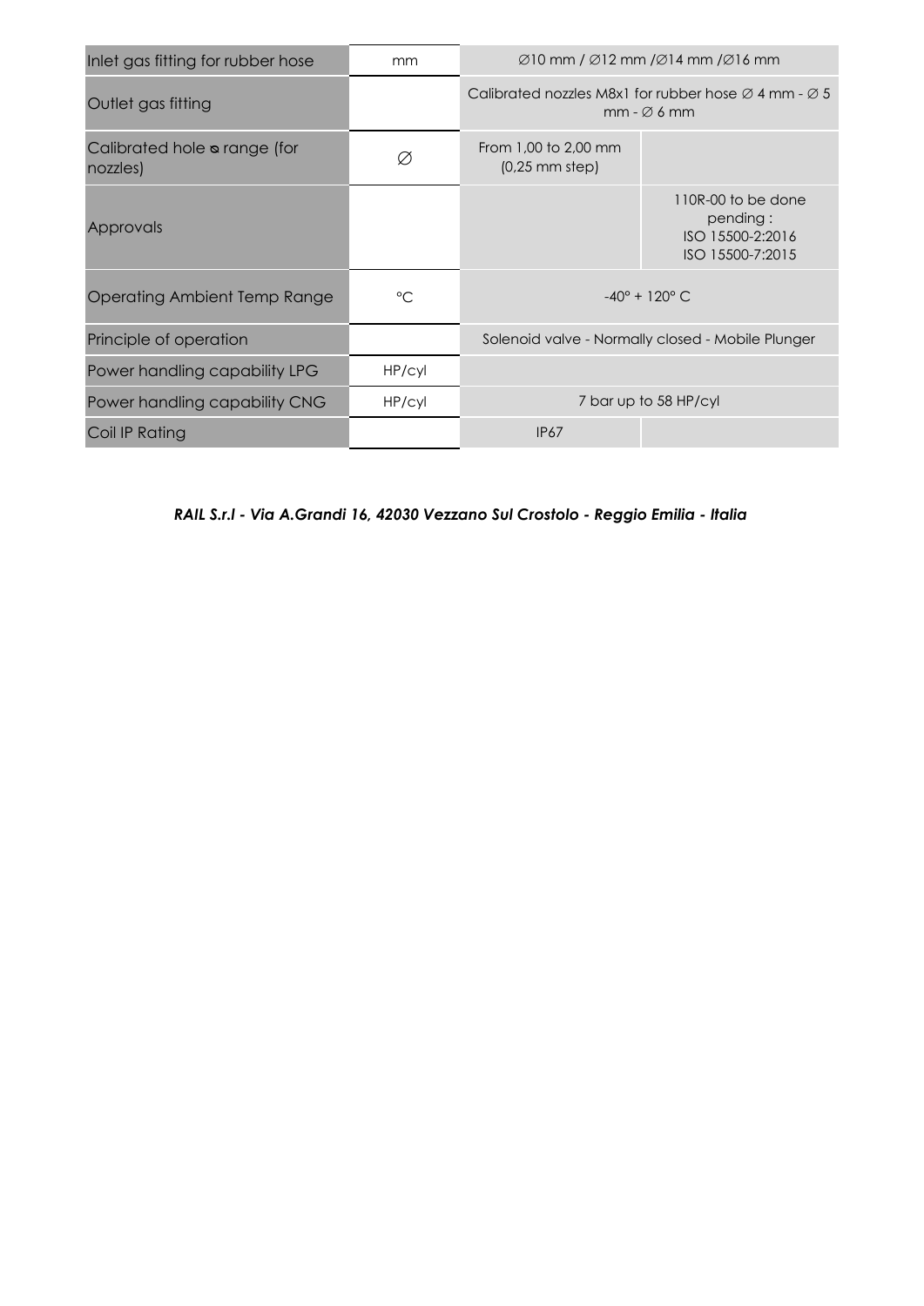| | | | |
|---|---|---|---|
| Inlet gas fitting for rubber hose | mm | ∅10 mm / ∅12 mm /∅14 mm /∅16 mm | |
| Outlet gas fitting | | Calibrated nozzles M8x1 for rubber hose ∅ 4 mm - ∅ 5 mm - ∅ 6 mm | |
| Calibrated hole ∅ range (for nozzles) | ∅ | From 1,00 to 2,00 mm (0,25 mm step) | |
| Approvals | | | 110R-00 to be done pending : ISO 15500-2:2016 ISO 15500-7:2015 |
| Operating Ambient Temp Range | °C | -40° + 120° C | |
| Principle of operation | | Solenoid valve - Normally closed - Mobile Plunger | |
| Power handling capability LPG | HP/cyl | | |
| Power handling capability CNG | HP/cyl | 7 bar up to 58 HP/cyl | |
| Coil IP Rating | | IP67 | |

***RAIL S.r.l - Via A.Grandi 16, 42030 Vezzano Sul Crostolo - Reggio Emilia - Italia***